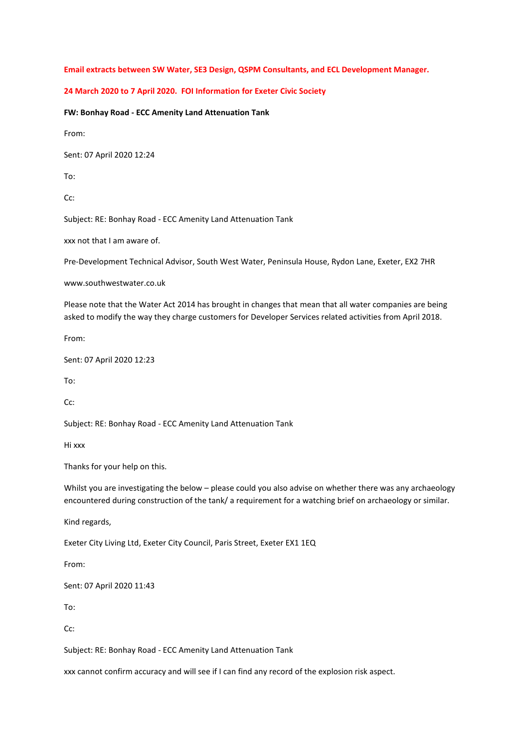**Email extracts between SW Water, SE3 Design, QSPM Consultants, and ECL Development Manager.**

**24 March 2020 to 7 April 2020. FOI Information for Exeter Civic Society**

**FW: Bonhay Road - ECC Amenity Land Attenuation Tank**

From:

Sent: 07 April 2020 12:24

To:

Cc:

Subject: RE: Bonhay Road - ECC Amenity Land Attenuation Tank

xxx not that I am aware of.

Pre-Development Technical Advisor, South West Water, Peninsula House, Rydon Lane, Exeter, EX2 7HR

www.southwestwater.co.uk

Please note that the Water Act 2014 has brought in changes that mean that all water companies are being asked to modify the way they charge customers for Developer Services related activities from April 2018.

From:

Sent: 07 April 2020 12:23

To:

Cc:

Subject: RE: Bonhay Road - ECC Amenity Land Attenuation Tank

Hi xxx

Thanks for your help on this.

Whilst you are investigating the below – please could you also advise on whether there was any archaeology encountered during construction of the tank/ a requirement for a watching brief on archaeology or similar.

Kind regards,

Exeter City Living Ltd, Exeter City Council, Paris Street, Exeter EX1 1EQ

From:

Sent: 07 April 2020 11:43

To:

Cc:

Subject: RE: Bonhay Road - ECC Amenity Land Attenuation Tank

xxx cannot confirm accuracy and will see if I can find any record of the explosion risk aspect.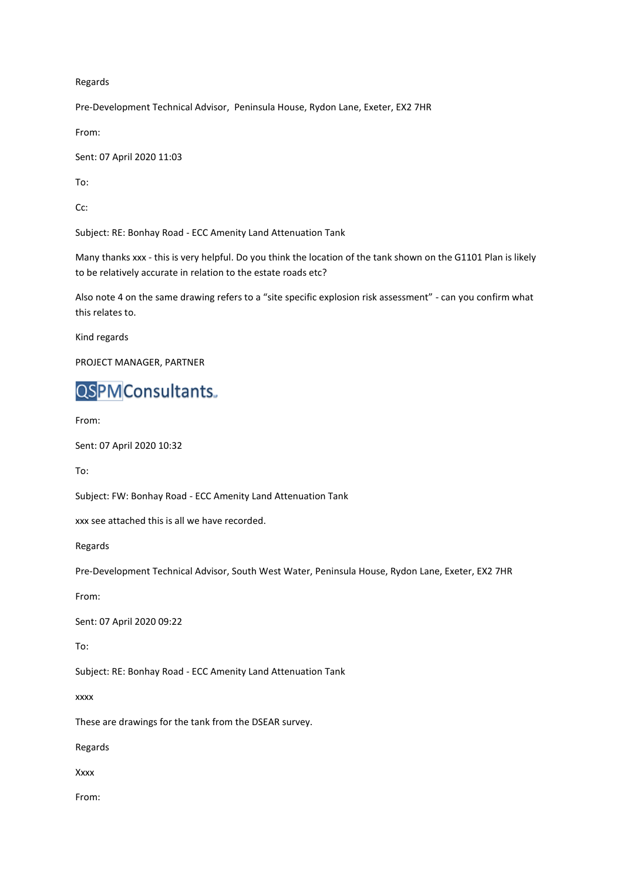Regards

Pre-Development Technical Advisor,  Peninsula House, Rydon Lane, Exeter, EX2 7HR

From:

Sent: 07 April 2020 11:03

To:

Cc:

Subject: RE: Bonhay Road - ECC Amenity Land Attenuation Tank

Many thanks xxx - this is very helpful. Do you think the location of the tank shown on the G1101 Plan is likely to be relatively accurate in relation to the estate roads etc?

Also note 4 on the same drawing refers to a "site specific explosion risk assessment" - can you confirm what this relates to.

Kind regards

PROJECT MANAGER, PARTNER

QSPMConsultants

From:

Sent: 07 April 2020 10:32

To:

Subject: FW: Bonhay Road - ECC Amenity Land Attenuation Tank

xxx see attached this is all we have recorded.

Regards

Pre-Development Technical Advisor, South West Water, Peninsula House, Rydon Lane, Exeter, EX2 7HR

From:

Sent: 07 April 2020 09:22

To:

Subject: RE: Bonhay Road - ECC Amenity Land Attenuation Tank

xxxx

These are drawings for the tank from the DSEAR survey.

Regards

Xxxx

From: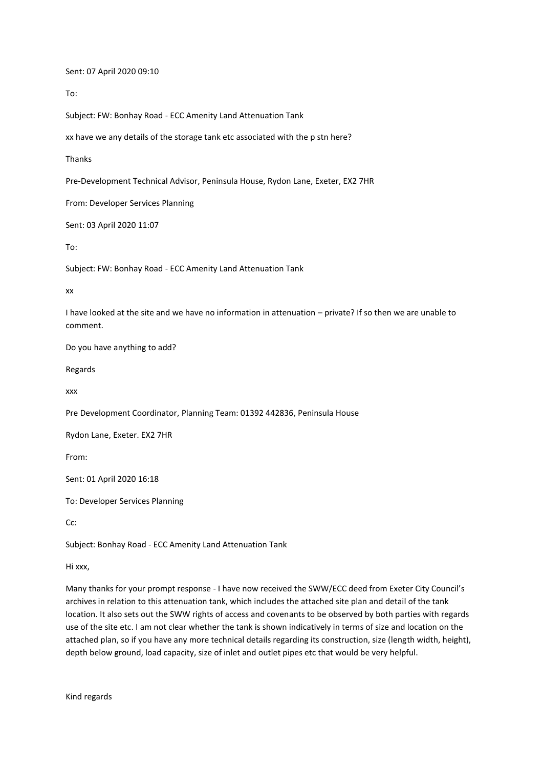Sent: 07 April 2020 09:10

To:

Subject: FW: Bonhay Road - ECC Amenity Land Attenuation Tank

xx have we any details of the storage tank etc associated with the p stn here?

Thanks

Pre-Development Technical Advisor, Peninsula House, Rydon Lane, Exeter, EX2 7HR

From: Developer Services Planning

Sent: 03 April 2020 11:07

To:

Subject: FW: Bonhay Road - ECC Amenity Land Attenuation Tank

xx

I have looked at the site and we have no information in attenuation – private? If so then we are unable to comment.

Do you have anything to add?

Regards

xxx

Pre Development Coordinator, Planning Team: 01392 442836, Peninsula House

Rydon Lane, Exeter. EX2 7HR

From:

Sent: 01 April 2020 16:18

To: Developer Services Planning

Cc:

Subject: Bonhay Road - ECC Amenity Land Attenuation Tank

Hi xxx,

Many thanks for your prompt response - I have now received the SWW/ECC deed from Exeter City Council's archives in relation to this attenuation tank, which includes the attached site plan and detail of the tank location. It also sets out the SWW rights of access and covenants to be observed by both parties with regards use of the site etc. I am not clear whether the tank is shown indicatively in terms of size and location on the attached plan, so if you have any more technical details regarding its construction, size (length width, height), depth below ground, load capacity, size of inlet and outlet pipes etc that would be very helpful.

Kind regards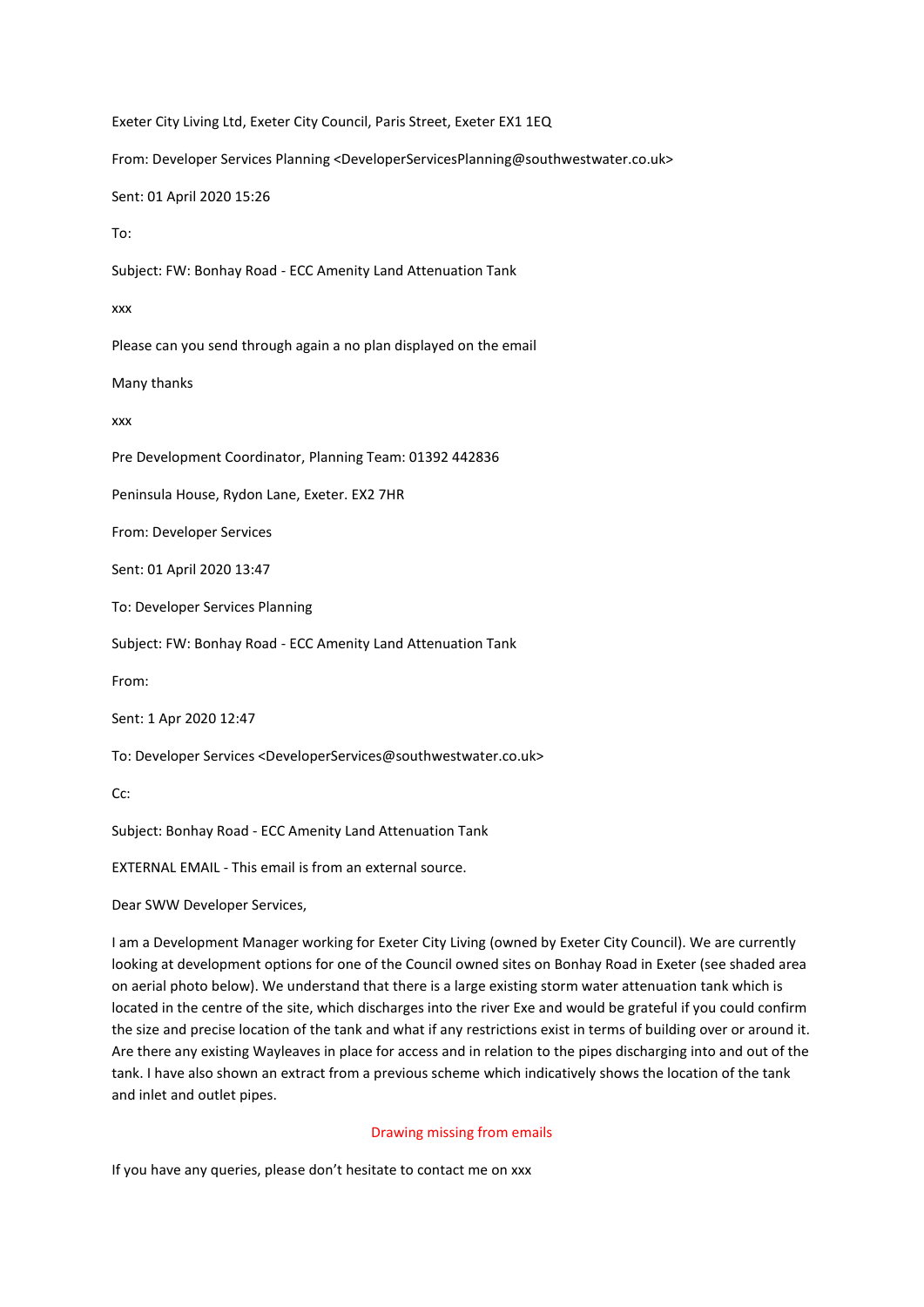Exeter City Living Ltd, Exeter City Council, Paris Street, Exeter EX1 1EQ

From: Developer Services Planning <DeveloperServicesPlanning@southwestwater.co.uk>

Sent: 01 April 2020 15:26

To:

Subject: FW: Bonhay Road - ECC Amenity Land Attenuation Tank

xxx

Please can you send through again a no plan displayed on the email

Many thanks

xxx

Pre Development Coordinator, Planning Team: 01392 442836

Peninsula House, Rydon Lane, Exeter. EX2 7HR

From: Developer Services

Sent: 01 April 2020 13:47

To: Developer Services Planning

Subject: FW: Bonhay Road - ECC Amenity Land Attenuation Tank

From:

Sent: 1 Apr 2020 12:47

To: Developer Services <DeveloperServices@southwestwater.co.uk>

Cc:

Subject: Bonhay Road - ECC Amenity Land Attenuation Tank

EXTERNAL EMAIL - This email is from an external source.

Dear SWW Developer Services,

I am a Development Manager working for Exeter City Living (owned by Exeter City Council). We are currently looking at development options for one of the Council owned sites on Bonhay Road in Exeter (see shaded area on aerial photo below). We understand that there is a large existing storm water attenuation tank which is located in the centre of the site, which discharges into the river Exe and would be grateful if you could confirm the size and precise location of the tank and what if any restrictions exist in terms of building over or around it. Are there any existing Wayleaves in place for access and in relation to the pipes discharging into and out of the tank. I have also shown an extract from a previous scheme which indicatively shows the location of the tank and inlet and outlet pipes.

Drawing missing from emails

If you have any queries, please don't hesitate to contact me on xxx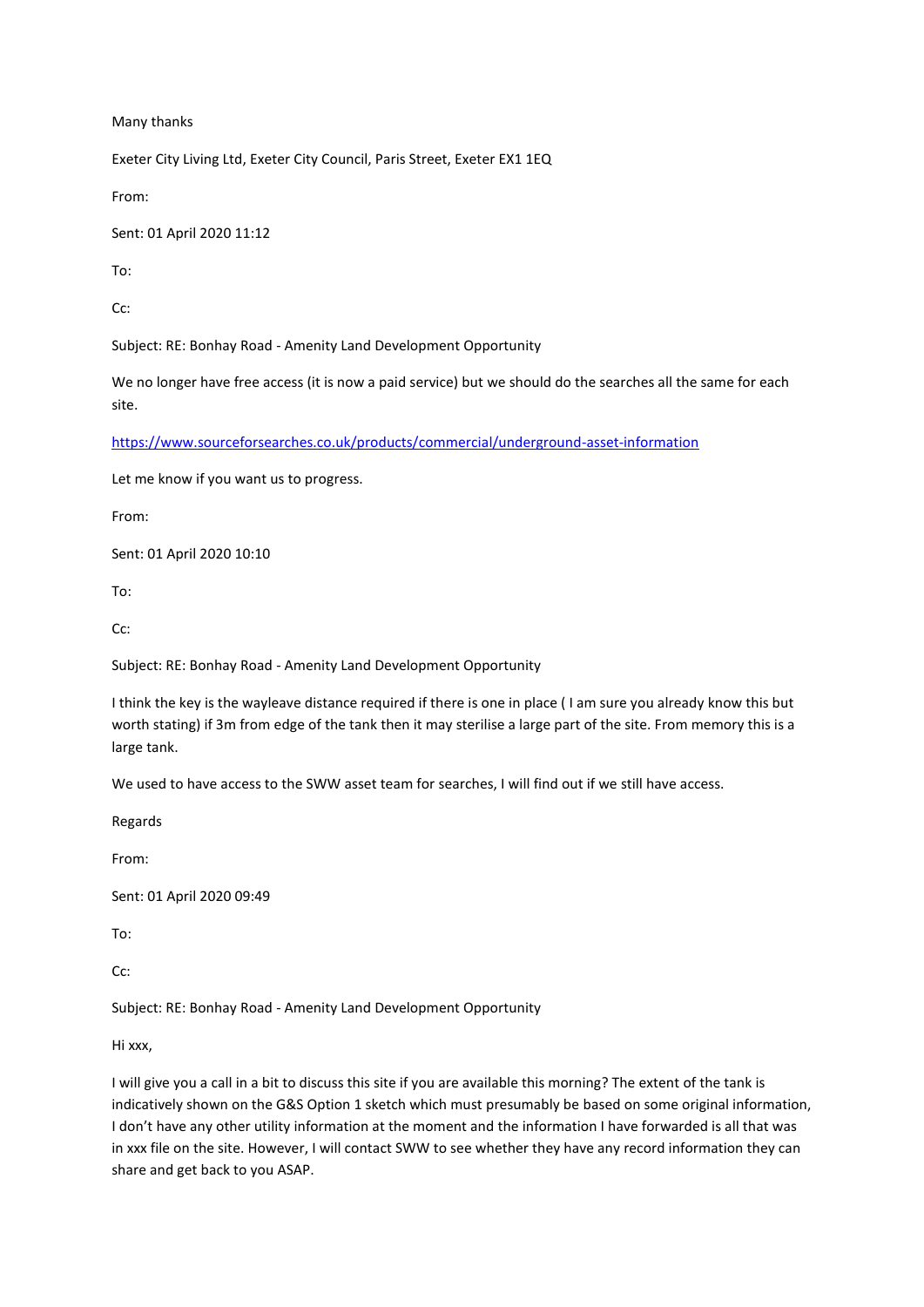Many thanks

Exeter City Living Ltd, Exeter City Council, Paris Street, Exeter EX1 1EQ

From:

Sent: 01 April 2020 11:12

To:

Cc:

Subject: RE: Bonhay Road - Amenity Land Development Opportunity

We no longer have free access (it is now a paid service) but we should do the searches all the same for each site.

https://www.sourceforsearches.co.uk/products/commercial/underground-asset-information

Let me know if you want us to progress.

From:

Sent: 01 April 2020 10:10

To:

Cc:

Subject: RE: Bonhay Road - Amenity Land Development Opportunity

I think the key is the wayleave distance required if there is one in place ( I am sure you already know this but worth stating) if 3m from edge of the tank then it may sterilise a large part of the site. From memory this is a large tank.

We used to have access to the SWW asset team for searches, I will find out if we still have access.

Regards

From:

Sent: 01 April 2020 09:49

To:

Cc:

Subject: RE: Bonhay Road - Amenity Land Development Opportunity

Hi xxx,

I will give you a call in a bit to discuss this site if you are available this morning? The extent of the tank is indicatively shown on the G&S Option 1 sketch which must presumably be based on some original information, I don't have any other utility information at the moment and the information I have forwarded is all that was in xxx file on the site. However, I will contact SWW to see whether they have any record information they can share and get back to you ASAP.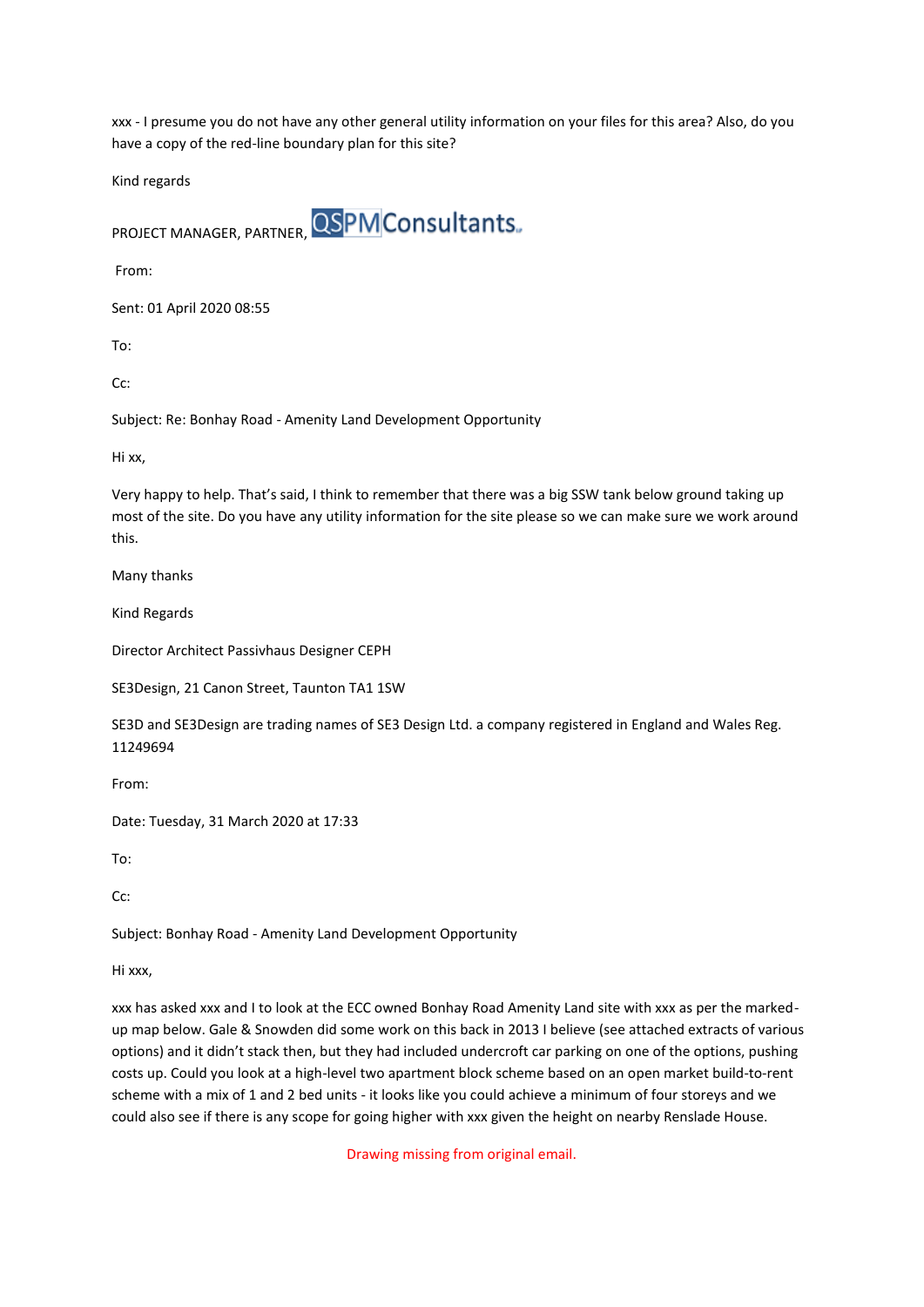xxx - I presume you do not have any other general utility information on your files for this area? Also, do you have a copy of the red-line boundary plan for this site?

Kind regards

PROJECT MANAGER, PARTNER, QSPMConsultants

From:

Sent: 01 April 2020 08:55

To:

Cc:

Subject: Re: Bonhay Road - Amenity Land Development Opportunity

Hi xx,

Very happy to help. That's said, I think to remember that there was a big SSW tank below ground taking up most of the site. Do you have any utility information for the site please so we can make sure we work around this.

Many thanks

Kind Regards

Director Architect Passivhaus Designer CEPH

SE3Design, 21 Canon Street, Taunton TA1 1SW

SE3D and SE3Design are trading names of SE3 Design Ltd. a company registered in England and Wales Reg. 11249694

From:

Date: Tuesday, 31 March 2020 at 17:33

To:

Cc:

Subject: Bonhay Road - Amenity Land Development Opportunity

Hi xxx,

xxx has asked xxx and I to look at the ECC owned Bonhay Road Amenity Land site with xxx as per the marked-up map below. Gale & Snowden did some work on this back in 2013 I believe (see attached extracts of various options) and it didn't stack then, but they had included undercroft car parking on one of the options, pushing costs up. Could you look at a high-level two apartment block scheme based on an open market build-to-rent scheme with a mix of 1 and 2 bed units - it looks like you could achieve a minimum of four storeys and we could also see if there is any scope for going higher with xxx given the height on nearby Renslade House.

Drawing missing from original email.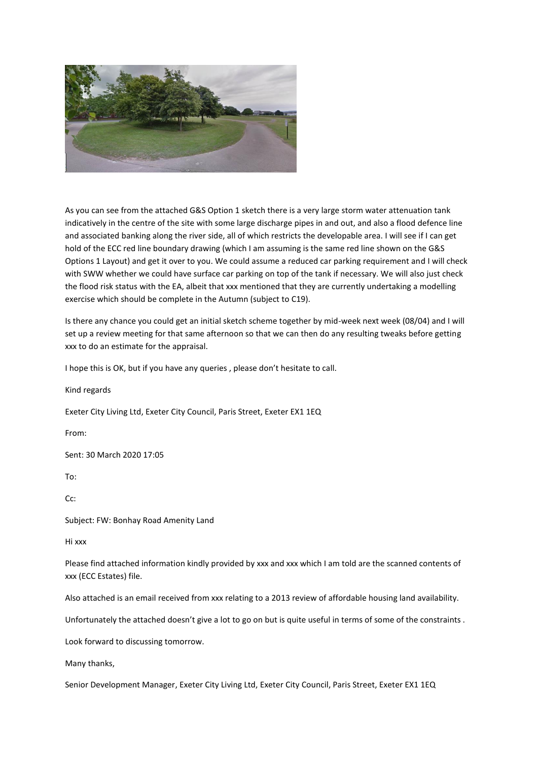As you can see from the attached G&S Option 1 sketch there is a very large storm water attenuation tank indicatively in the centre of the site with some large discharge pipes in and out, and also a flood defence line and associated banking along the river side, all of which restricts the developable area. I will see if I can get hold of the ECC red line boundary drawing (which I am assuming is the same red line shown on the G&S Options 1 Layout) and get it over to you. We could assume a reduced car parking requirement and I will check with SWW whether we could have surface car parking on top of the tank if necessary. We will also just check the flood risk status with the EA, albeit that xxx mentioned that they are currently undertaking a modelling exercise which should be complete in the Autumn (subject to C19).

Is there any chance you could get an initial sketch scheme together by mid-week next week (08/04) and I will set up a review meeting for that same afternoon so that we can then do any resulting tweaks before getting xxx to do an estimate for the appraisal.

I hope this is OK, but if you have any queries , please don't hesitate to call.

Kind regards

Exeter City Living Ltd, Exeter City Council, Paris Street, Exeter EX1 1EQ

From:

Sent: 30 March 2020 17:05

To:

Cc:

Subject: FW: Bonhay Road Amenity Land

Hi xxx

Please find attached information kindly provided by xxx and xxx which I am told are the scanned contents of xxx (ECC Estates) file.

Also attached is an email received from xxx relating to a 2013 review of affordable housing land availability.

Unfortunately the attached doesn't give a lot to go on but is quite useful in terms of some of the constraints .

Look forward to discussing tomorrow.

Many thanks,

Senior Development Manager, Exeter City Living Ltd, Exeter City Council, Paris Street, Exeter EX1 1EQ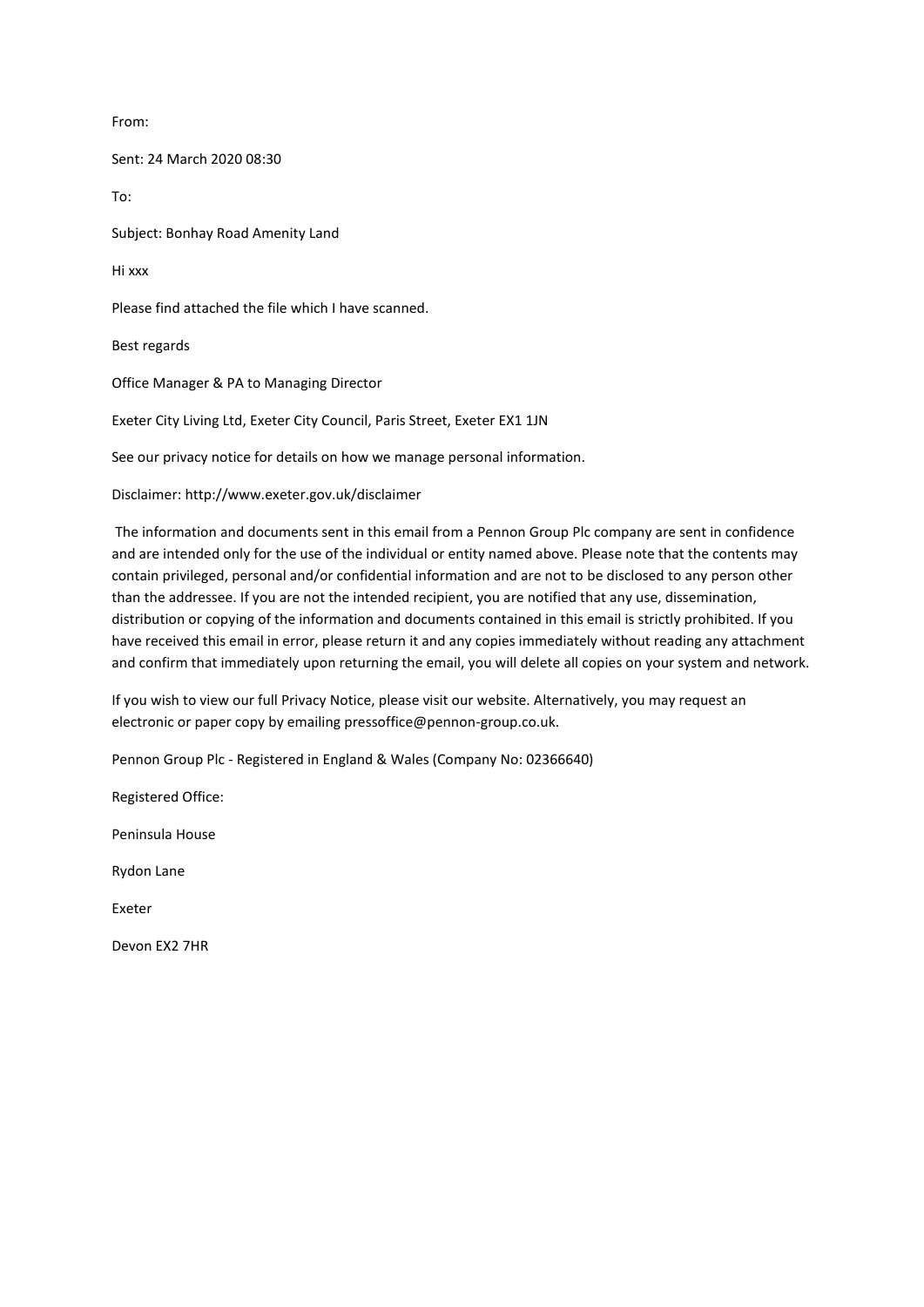From:

Sent: 24 March 2020 08:30

To:

Subject: Bonhay Road Amenity Land

Hi xxx

Please find attached the file which I have scanned.

Best regards

Office Manager & PA to Managing Director

Exeter City Living Ltd, Exeter City Council, Paris Street, Exeter EX1 1JN

See our privacy notice for details on how we manage personal information.

Disclaimer: http://www.exeter.gov.uk/disclaimer

The information and documents sent in this email from a Pennon Group Plc company are sent in confidence and are intended only for the use of the individual or entity named above. Please note that the contents may contain privileged, personal and/or confidential information and are not to be disclosed to any person other than the addressee. If you are not the intended recipient, you are notified that any use, dissemination, distribution or copying of the information and documents contained in this email is strictly prohibited. If you have received this email in error, please return it and any copies immediately without reading any attachment and confirm that immediately upon returning the email, you will delete all copies on your system and network.

If you wish to view our full Privacy Notice, please visit our website. Alternatively, you may request an electronic or paper copy by emailing pressoffice@pennon-group.co.uk.

Pennon Group Plc - Registered in England & Wales (Company No: 02366640)

Registered Office:

Peninsula House

Rydon Lane

Exeter

Devon EX2 7HR